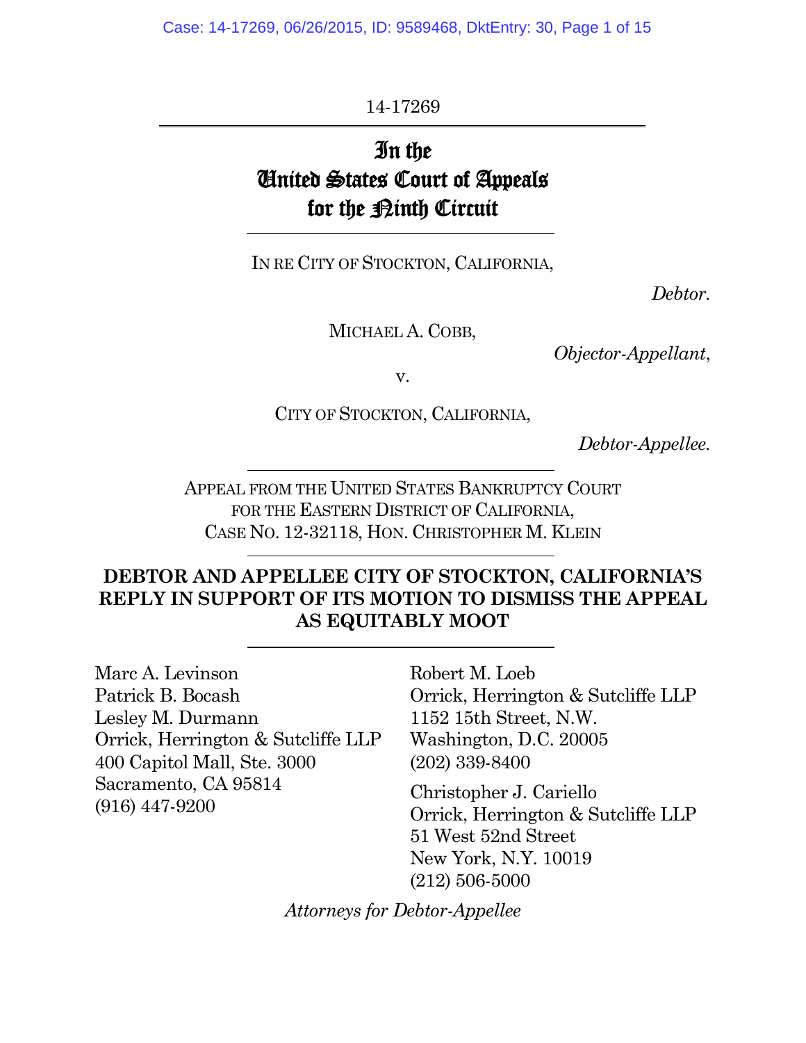14-17269

# In the United States Court of Appeals for the Ninth Circuit

IN RE CITY OF STOCKTON, CALIFORNIA,

*Debtor.*

MICHAEL A. COBB,

*Objector-Appellant*,

v.

CITY OF STOCKTON, CALIFORNIA,

*Debtor-Appellee.*

APPEAL FROM THE UNITED STATES BANKRUPTCY COURT FOR THE EASTERN DISTRICT OF CALIFORNIA, CASE NO. 12-32118, HON. CHRISTOPHER M. KLEIN

## DEBTOR AND APPELLEE CITY OF STOCKTON, CALIFORNIA'S REPLY IN SUPPORT OF ITS MOTION TO DISMISS THE APPEAL AS EQUITABLY MOOT

Marc A. Levinson
Patrick B. Bocash
Lesley M. Durmann
Orrick, Herrington & Sutcliffe LLP
400 Capitol Mall, Ste. 3000
Sacramento, CA 95814
(916) 447-9200

Robert M. Loeb
Orrick, Herrington & Sutcliffe LLP
1152 15th Street, N.W.
Washington, D.C. 20005
(202) 339-8400

Christopher J. Cariello
Orrick, Herrington & Sutcliffe LLP
51 West 52nd Street
New York, N.Y. 10019
(212) 506-5000

*Attorneys for Debtor-Appellee*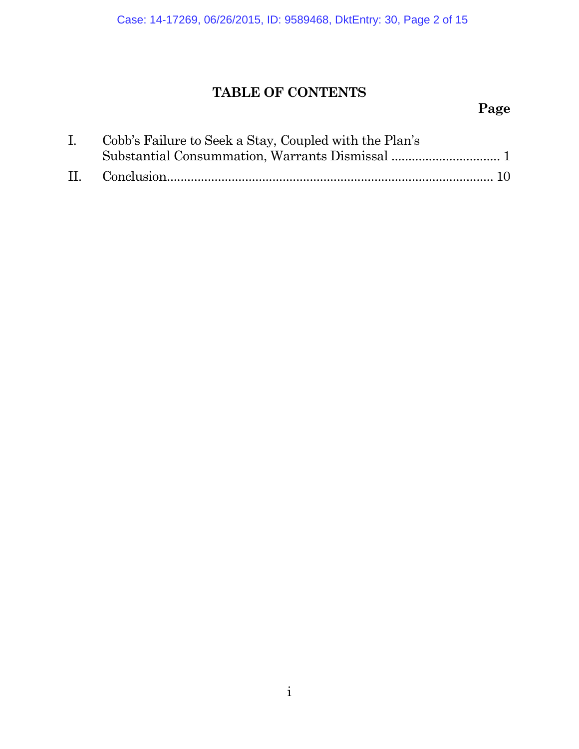# TABLE OF CONTENTS

| | | Page |
|---|---|---|
| I. | Cobb's Failure to Seek a Stay, Coupled with the Plan's Substantial Consummation, Warrants Dismissal | 1 |
| II. | Conclusion | 10 |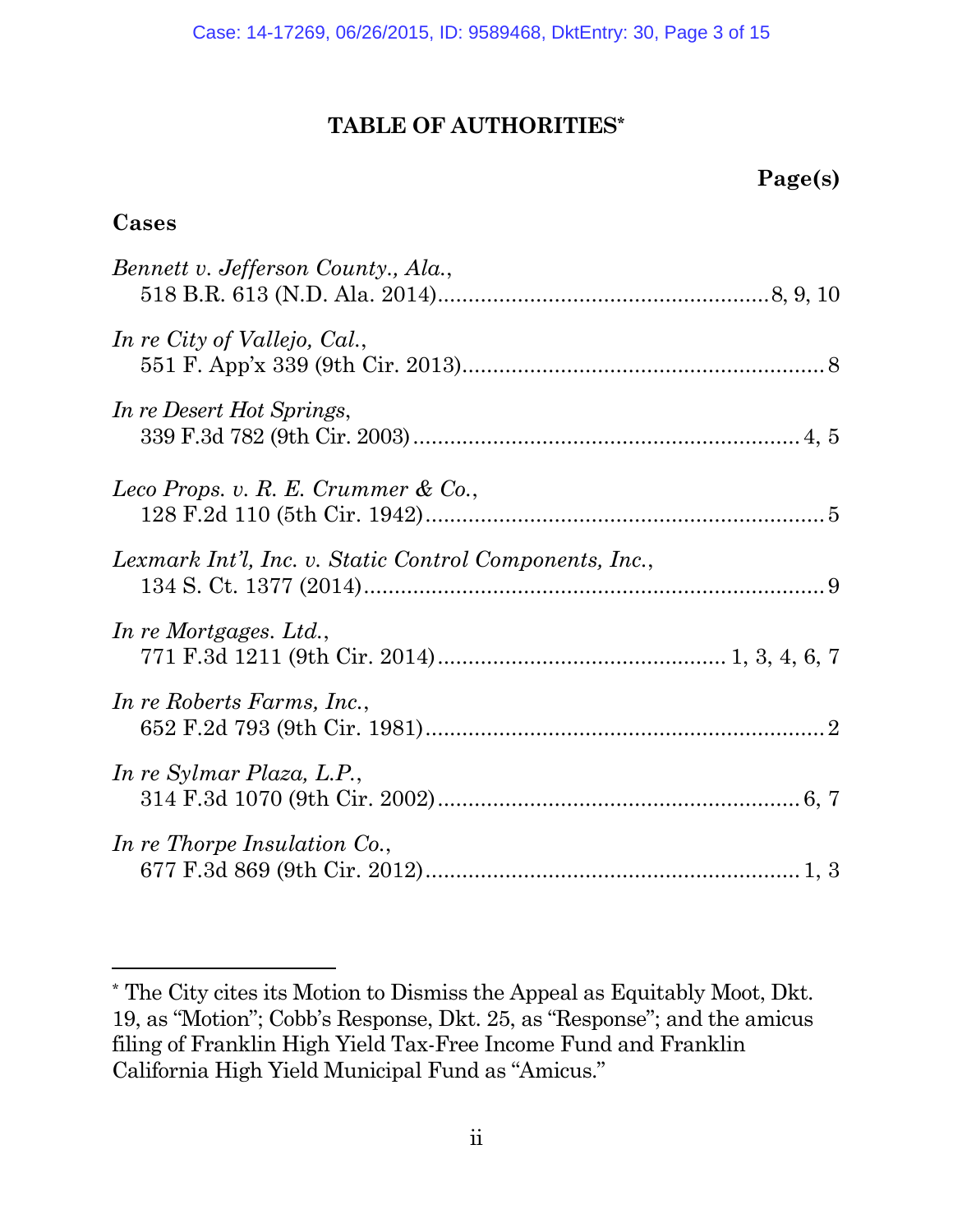# TABLE OF AUTHORITIES*

**Page(s)**

## Cases

*Bennett v. Jefferson County., Ala.*,
518 B.R. 613 (N.D. Ala. 2014) .......... 8, 9, 10

*In re City of Vallejo, Cal.*,
551 F. App'x 339 (9th Cir. 2013) .......... 8

*In re Desert Hot Springs*,
339 F.3d 782 (9th Cir. 2003) .......... 4, 5

*Leco Props. v. R. E. Crummer & Co.*,
128 F.2d 110 (5th Cir. 1942) .......... 5

*Lexmark Int'l, Inc. v. Static Control Components, Inc.*,
134 S. Ct. 1377 (2014) .......... 9

*In re Mortgages. Ltd.*,
771 F.3d 1211 (9th Cir. 2014) .......... 1, 3, 4, 6, 7

*In re Roberts Farms, Inc.*,
652 F.2d 793 (9th Cir. 1981) .......... 2

*In re Sylmar Plaza, L.P.*,
314 F.3d 1070 (9th Cir. 2002) .......... 6, 7

*In re Thorpe Insulation Co.*,
677 F.3d 869 (9th Cir. 2012) .......... 1, 3

---

* The City cites its Motion to Dismiss the Appeal as Equitably Moot, Dkt. 19, as "Motion"; Cobb's Response, Dkt. 25, as "Response"; and the amicus filing of Franklin High Yield Tax-Free Income Fund and Franklin California High Yield Municipal Fund as "Amicus."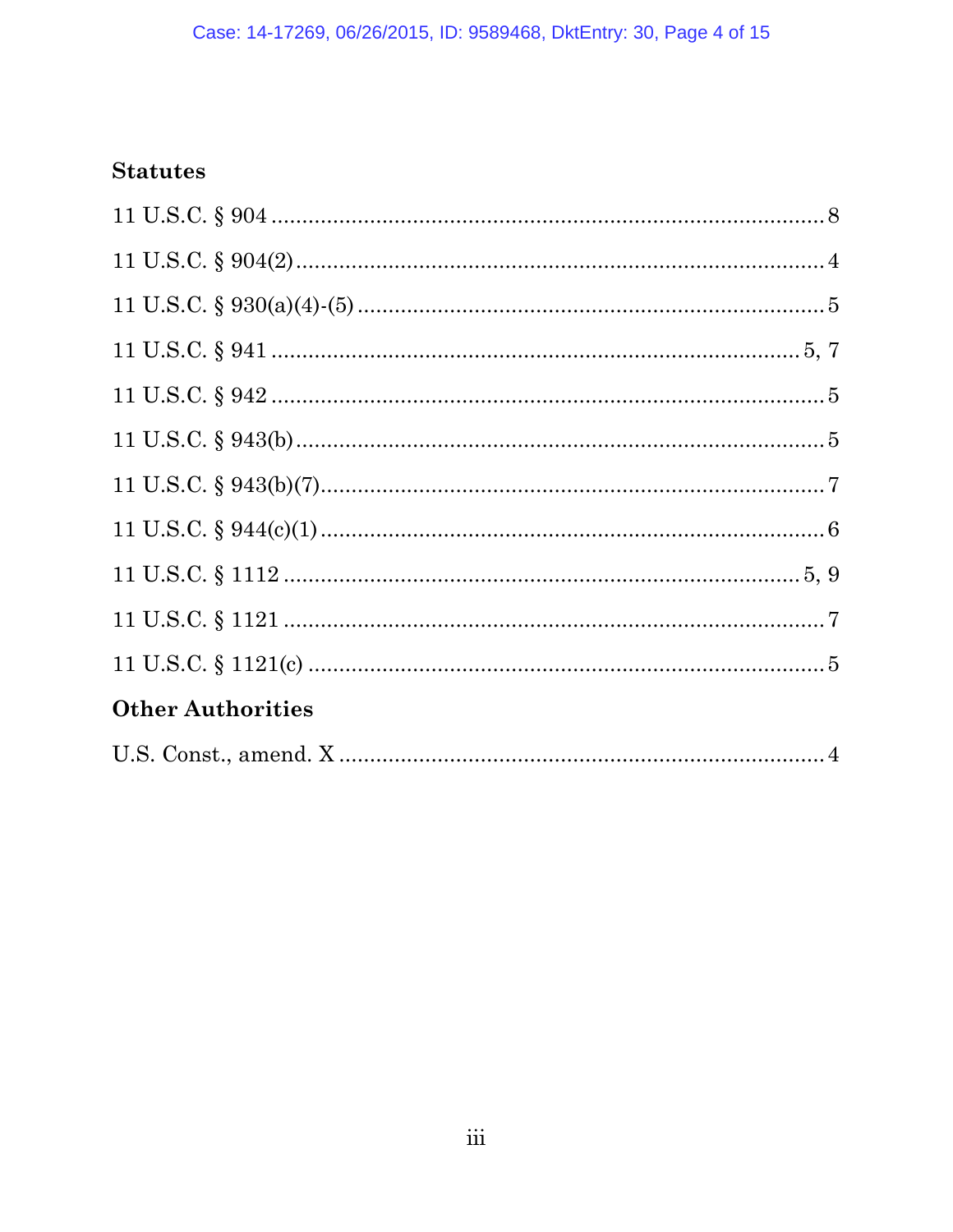## Statutes

11 U.S.C. § 904 ........................................................................................ 8

11 U.S.C. § 904(2) ..................................................................................... 4

11 U.S.C. § 930(a)(4)-(5) ........................................................................... 5

11 U.S.C. § 941 .................................................................................... 5, 7

11 U.S.C. § 942 .......................................................................................... 5

11 U.S.C. § 943(b) ..................................................................................... 5

11 U.S.C. § 943(b)(7) ................................................................................. 7

11 U.S.C. § 944(c)(1) ................................................................................. 6

11 U.S.C. § 1112 .................................................................................. 5, 9

11 U.S.C. § 1121 ........................................................................................ 7

11 U.S.C. § 1121(c) .................................................................................... 5

## Other Authorities

U.S. Const., amend. X ............................................................................... 4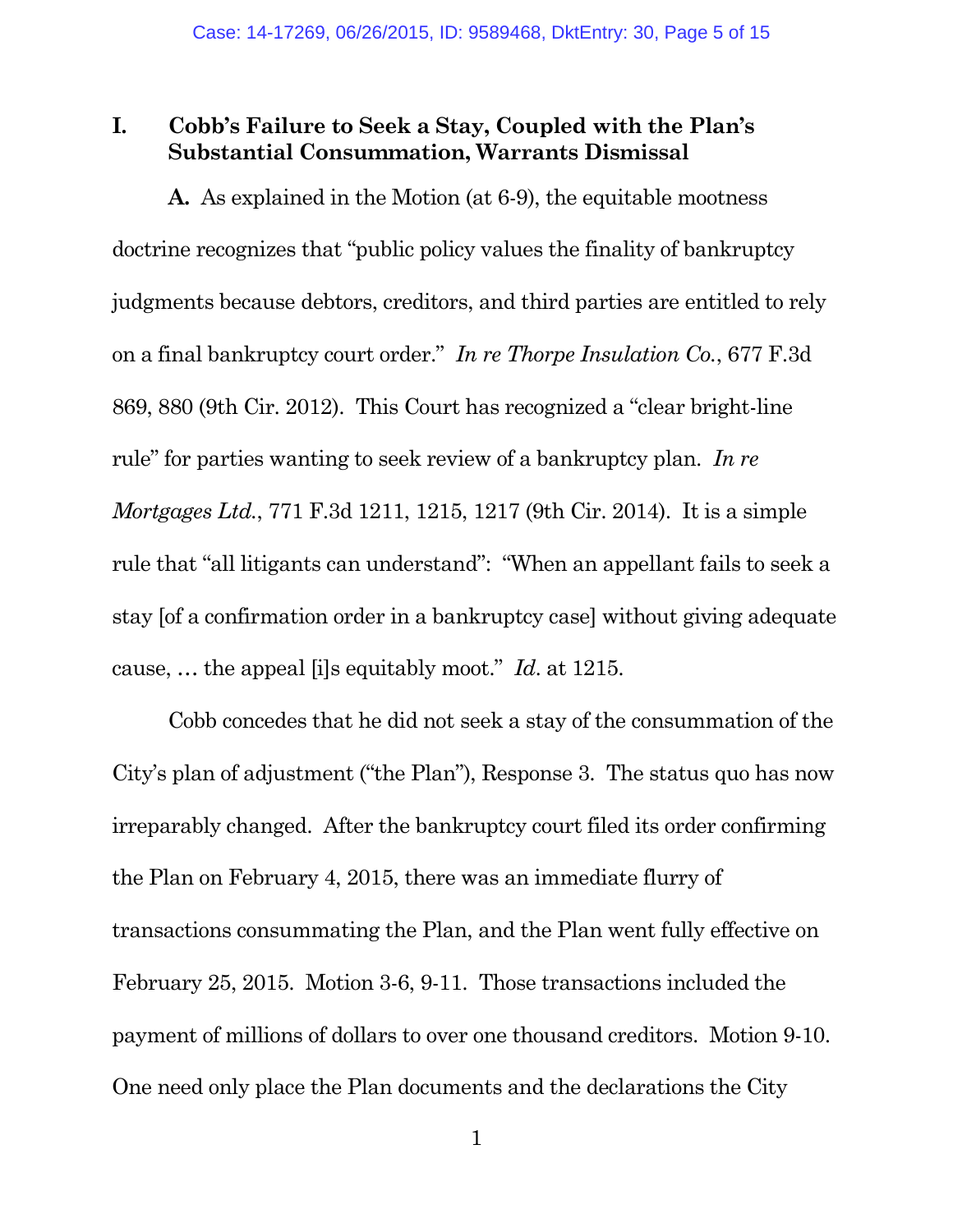## I. Cobb's Failure to Seek a Stay, Coupled with the Plan's Substantial Consummation, Warrants Dismissal

**A.** As explained in the Motion (at 6-9), the equitable mootness doctrine recognizes that "public policy values the finality of bankruptcy judgments because debtors, creditors, and third parties are entitled to rely on a final bankruptcy court order." *In re Thorpe Insulation Co.*, 677 F.3d 869, 880 (9th Cir. 2012). This Court has recognized a "clear bright-line rule" for parties wanting to seek review of a bankruptcy plan. *In re Mortgages Ltd.*, 771 F.3d 1211, 1215, 1217 (9th Cir. 2014). It is a simple rule that "all litigants can understand": "When an appellant fails to seek a stay [of a confirmation order in a bankruptcy case] without giving adequate cause, … the appeal [i]s equitably moot." *Id.* at 1215.

Cobb concedes that he did not seek a stay of the consummation of the City's plan of adjustment ("the Plan"), Response 3. The status quo has now irreparably changed. After the bankruptcy court filed its order confirming the Plan on February 4, 2015, there was an immediate flurry of transactions consummating the Plan, and the Plan went fully effective on February 25, 2015. Motion 3-6, 9-11. Those transactions included the payment of millions of dollars to over one thousand creditors. Motion 9-10. One need only place the Plan documents and the declarations the City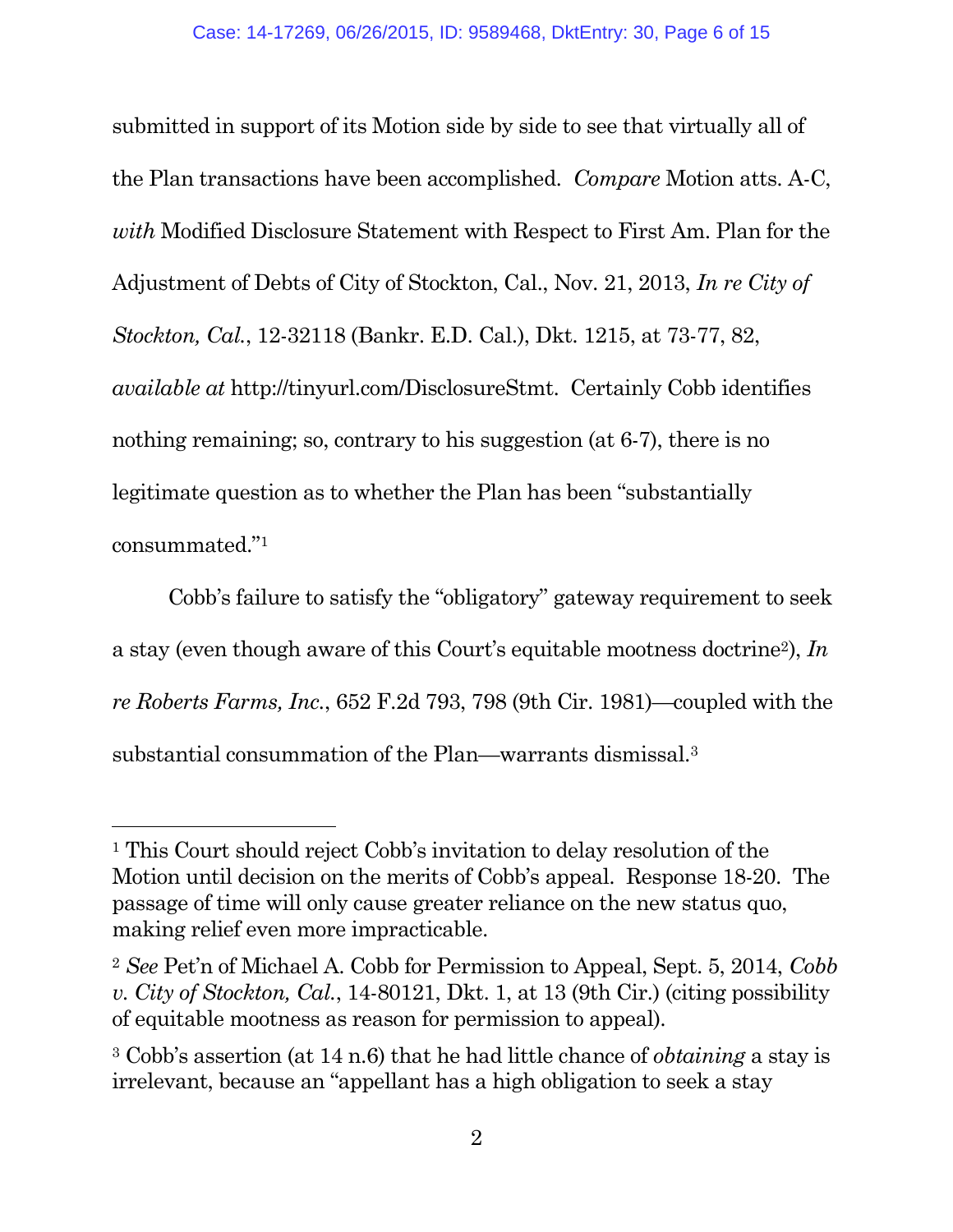submitted in support of its Motion side by side to see that virtually all of the Plan transactions have been accomplished. *Compare* Motion atts. A-C, *with* Modified Disclosure Statement with Respect to First Am. Plan for the Adjustment of Debts of City of Stockton, Cal., Nov. 21, 2013, *In re City of Stockton, Cal.*, 12-32118 (Bankr. E.D. Cal.), Dkt. 1215, at 73-77, 82, *available at* http://tinyurl.com/DisclosureStmt. Certainly Cobb identifies nothing remaining; so, contrary to his suggestion (at 6-7), there is no legitimate question as to whether the Plan has been "substantially consummated."[1]

Cobb's failure to satisfy the "obligatory" gateway requirement to seek a stay (even though aware of this Court's equitable mootness doctrine[2]), *In re Roberts Farms, Inc.*, 652 F.2d 793, 798 (9th Cir. 1981)—coupled with the substantial consummation of the Plan—warrants dismissal.[3]

---

[1] This Court should reject Cobb's invitation to delay resolution of the Motion until decision on the merits of Cobb's appeal. Response 18-20. The passage of time will only cause greater reliance on the new status quo, making relief even more impracticable.

[2] *See* Pet'n of Michael A. Cobb for Permission to Appeal, Sept. 5, 2014, *Cobb v. City of Stockton, Cal.*, 14-80121, Dkt. 1, at 13 (9th Cir.) (citing possibility of equitable mootness as reason for permission to appeal).

[3] Cobb's assertion (at 14 n.6) that he had little chance of *obtaining* a stay is irrelevant, because an "appellant has a high obligation to seek a stay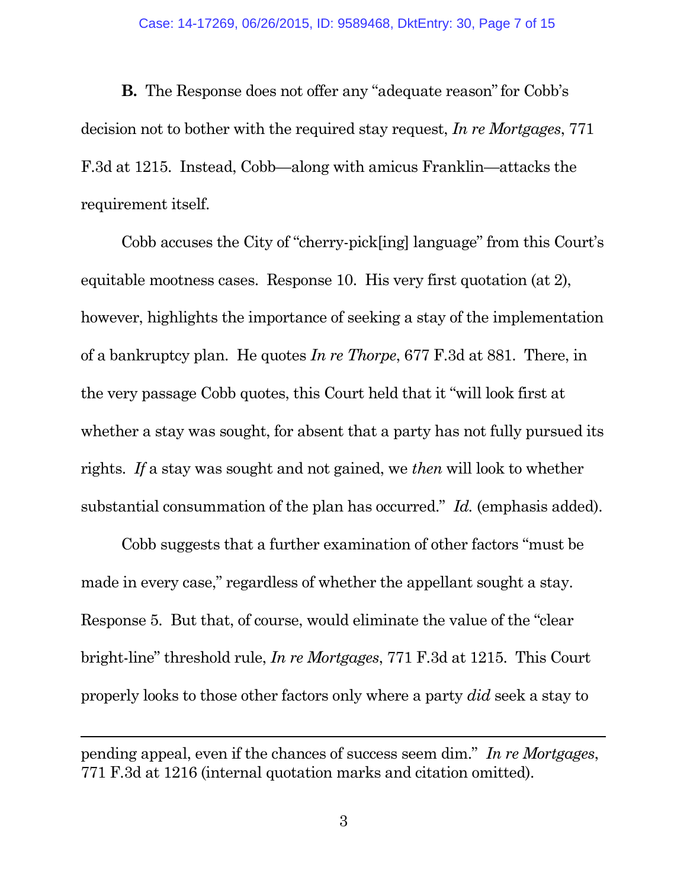**B.** The Response does not offer any "adequate reason" for Cobb's decision not to bother with the required stay request, *In re Mortgages*, 771 F.3d at 1215. Instead, Cobb—along with amicus Franklin—attacks the requirement itself.

Cobb accuses the City of "cherry-pick[ing] language" from this Court's equitable mootness cases. Response 10. His very first quotation (at 2), however, highlights the importance of seeking a stay of the implementation of a bankruptcy plan. He quotes *In re Thorpe*, 677 F.3d at 881. There, in the very passage Cobb quotes, this Court held that it "will look first at whether a stay was sought, for absent that a party has not fully pursued its rights. *If* a stay was sought and not gained, we *then* will look to whether substantial consummation of the plan has occurred." *Id.* (emphasis added).

Cobb suggests that a further examination of other factors "must be made in every case," regardless of whether the appellant sought a stay. Response 5. But that, of course, would eliminate the value of the "clear bright-line" threshold rule, *In re Mortgages*, 771 F.3d at 1215. This Court properly looks to those other factors only where a party *did* seek a stay to

---

pending appeal, even if the chances of success seem dim." *In re Mortgages*, 771 F.3d at 1216 (internal quotation marks and citation omitted).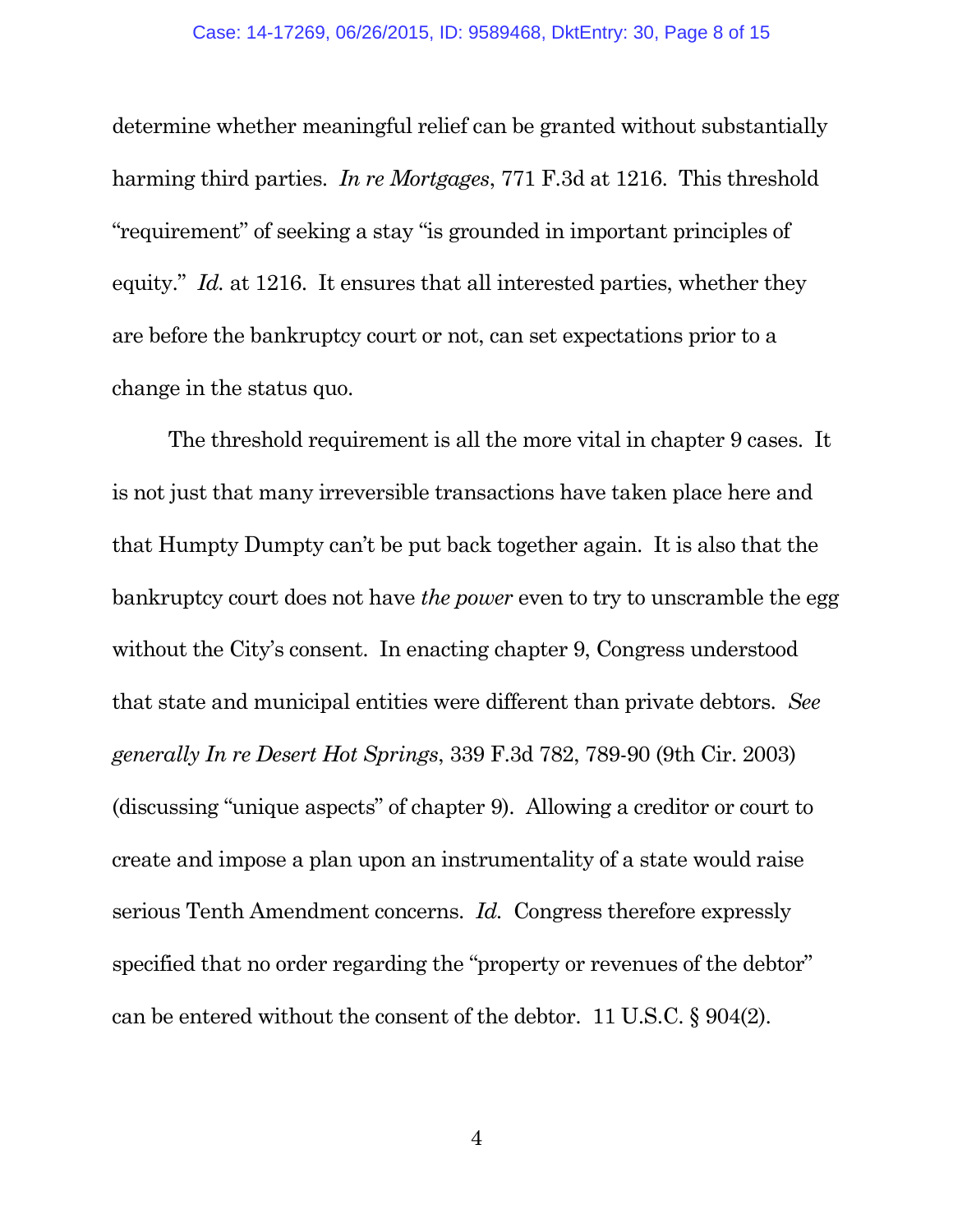determine whether meaningful relief can be granted without substantially harming third parties. *In re Mortgages*, 771 F.3d at 1216. This threshold "requirement" of seeking a stay "is grounded in important principles of equity." *Id.* at 1216. It ensures that all interested parties, whether they are before the bankruptcy court or not, can set expectations prior to a change in the status quo.

The threshold requirement is all the more vital in chapter 9 cases. It is not just that many irreversible transactions have taken place here and that Humpty Dumpty can't be put back together again. It is also that the bankruptcy court does not have *the power* even to try to unscramble the egg without the City's consent. In enacting chapter 9, Congress understood that state and municipal entities were different than private debtors. *See generally In re Desert Hot Springs*, 339 F.3d 782, 789-90 (9th Cir. 2003) (discussing "unique aspects" of chapter 9). Allowing a creditor or court to create and impose a plan upon an instrumentality of a state would raise serious Tenth Amendment concerns. *Id.* Congress therefore expressly specified that no order regarding the "property or revenues of the debtor" can be entered without the consent of the debtor. 11 U.S.C. § 904(2).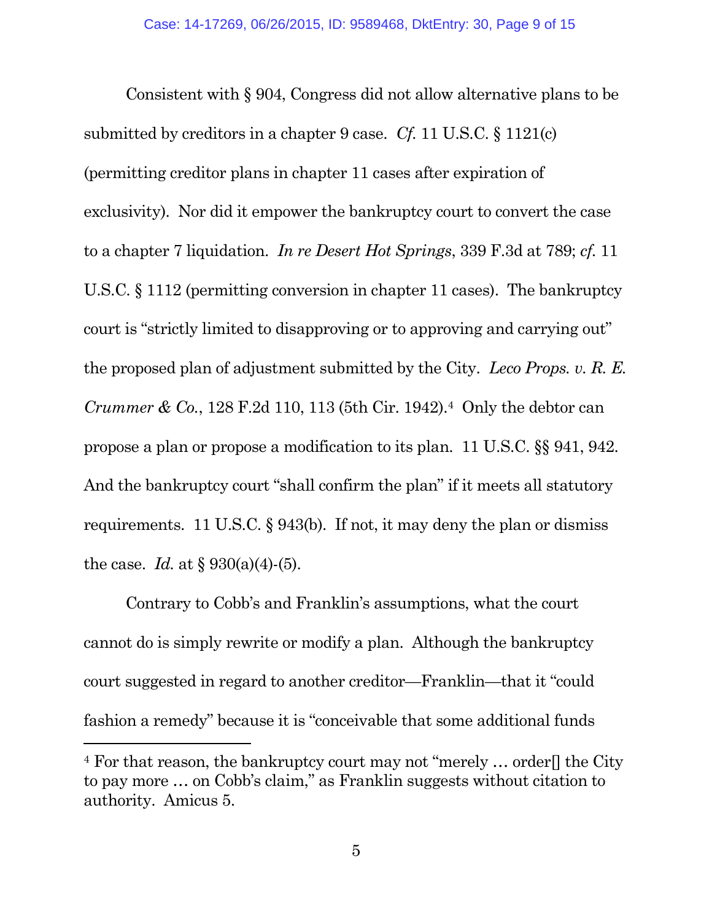Consistent with § 904, Congress did not allow alternative plans to be submitted by creditors in a chapter 9 case. *Cf.* 11 U.S.C. § 1121(c) (permitting creditor plans in chapter 11 cases after expiration of exclusivity). Nor did it empower the bankruptcy court to convert the case to a chapter 7 liquidation. *In re Desert Hot Springs*, 339 F.3d at 789; *cf.* 11 U.S.C. § 1112 (permitting conversion in chapter 11 cases). The bankruptcy court is "strictly limited to disapproving or to approving and carrying out" the proposed plan of adjustment submitted by the City. *Leco Props. v. R. E. Crummer & Co.*, 128 F.2d 110, 113 (5th Cir. 1942).[4] Only the debtor can propose a plan or propose a modification to its plan. 11 U.S.C. §§ 941, 942. And the bankruptcy court "shall confirm the plan" if it meets all statutory requirements. 11 U.S.C. § 943(b). If not, it may deny the plan or dismiss the case. *Id.* at § 930(a)(4)-(5).

Contrary to Cobb's and Franklin's assumptions, what the court cannot do is simply rewrite or modify a plan. Although the bankruptcy court suggested in regard to another creditor—Franklin—that it "could fashion a remedy" because it is "conceivable that some additional funds

---

[4] For that reason, the bankruptcy court may not "merely … order[] the City to pay more … on Cobb's claim," as Franklin suggests without citation to authority. Amicus 5.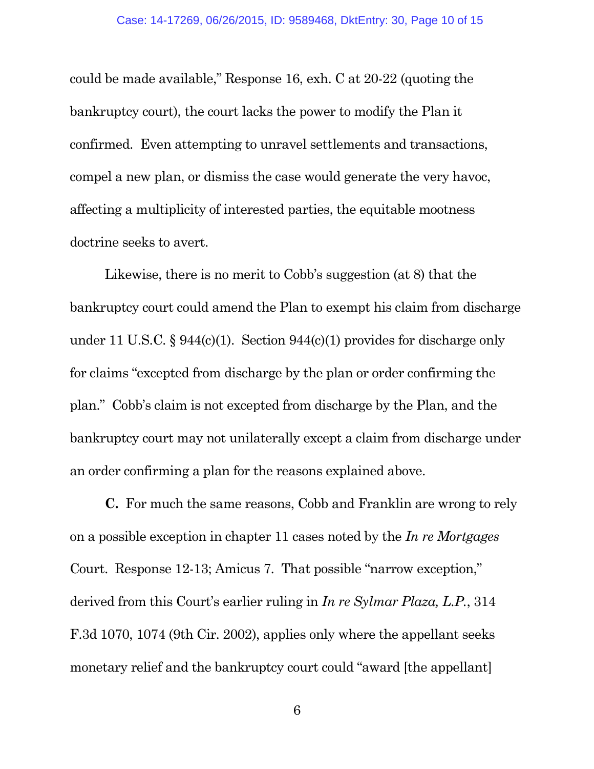could be made available," Response 16, exh. C at 20-22 (quoting the bankruptcy court), the court lacks the power to modify the Plan it confirmed. Even attempting to unravel settlements and transactions, compel a new plan, or dismiss the case would generate the very havoc, affecting a multiplicity of interested parties, the equitable mootness doctrine seeks to avert.

Likewise, there is no merit to Cobb's suggestion (at 8) that the bankruptcy court could amend the Plan to exempt his claim from discharge under 11 U.S.C. § 944(c)(1). Section 944(c)(1) provides for discharge only for claims "excepted from discharge by the plan or order confirming the plan." Cobb's claim is not excepted from discharge by the Plan, and the bankruptcy court may not unilaterally except a claim from discharge under an order confirming a plan for the reasons explained above.

**C.** For much the same reasons, Cobb and Franklin are wrong to rely on a possible exception in chapter 11 cases noted by the *In re Mortgages* Court. Response 12-13; Amicus 7. That possible "narrow exception," derived from this Court's earlier ruling in *In re Sylmar Plaza, L.P.*, 314 F.3d 1070, 1074 (9th Cir. 2002), applies only where the appellant seeks monetary relief and the bankruptcy court could "award [the appellant]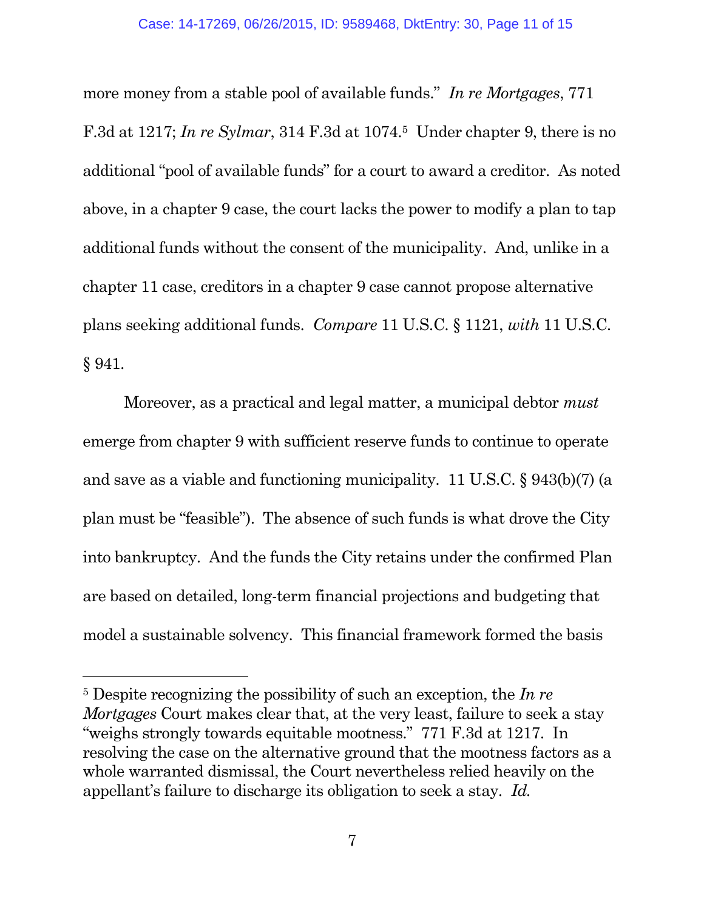more money from a stable pool of available funds." *In re Mortgages*, 771 F.3d at 1217; *In re Sylmar*, 314 F.3d at 1074.[5] Under chapter 9, there is no additional "pool of available funds" for a court to award a creditor. As noted above, in a chapter 9 case, the court lacks the power to modify a plan to tap additional funds without the consent of the municipality. And, unlike in a chapter 11 case, creditors in a chapter 9 case cannot propose alternative plans seeking additional funds. *Compare* 11 U.S.C. § 1121, *with* 11 U.S.C. § 941.

Moreover, as a practical and legal matter, a municipal debtor *must* emerge from chapter 9 with sufficient reserve funds to continue to operate and save as a viable and functioning municipality. 11 U.S.C. § 943(b)(7) (a plan must be "feasible"). The absence of such funds is what drove the City into bankruptcy. And the funds the City retains under the confirmed Plan are based on detailed, long-term financial projections and budgeting that model a sustainable solvency. This financial framework formed the basis

---

[5] Despite recognizing the possibility of such an exception, the *In re Mortgages* Court makes clear that, at the very least, failure to seek a stay "weighs strongly towards equitable mootness." 771 F.3d at 1217. In resolving the case on the alternative ground that the mootness factors as a whole warranted dismissal, the Court nevertheless relied heavily on the appellant's failure to discharge its obligation to seek a stay. *Id.*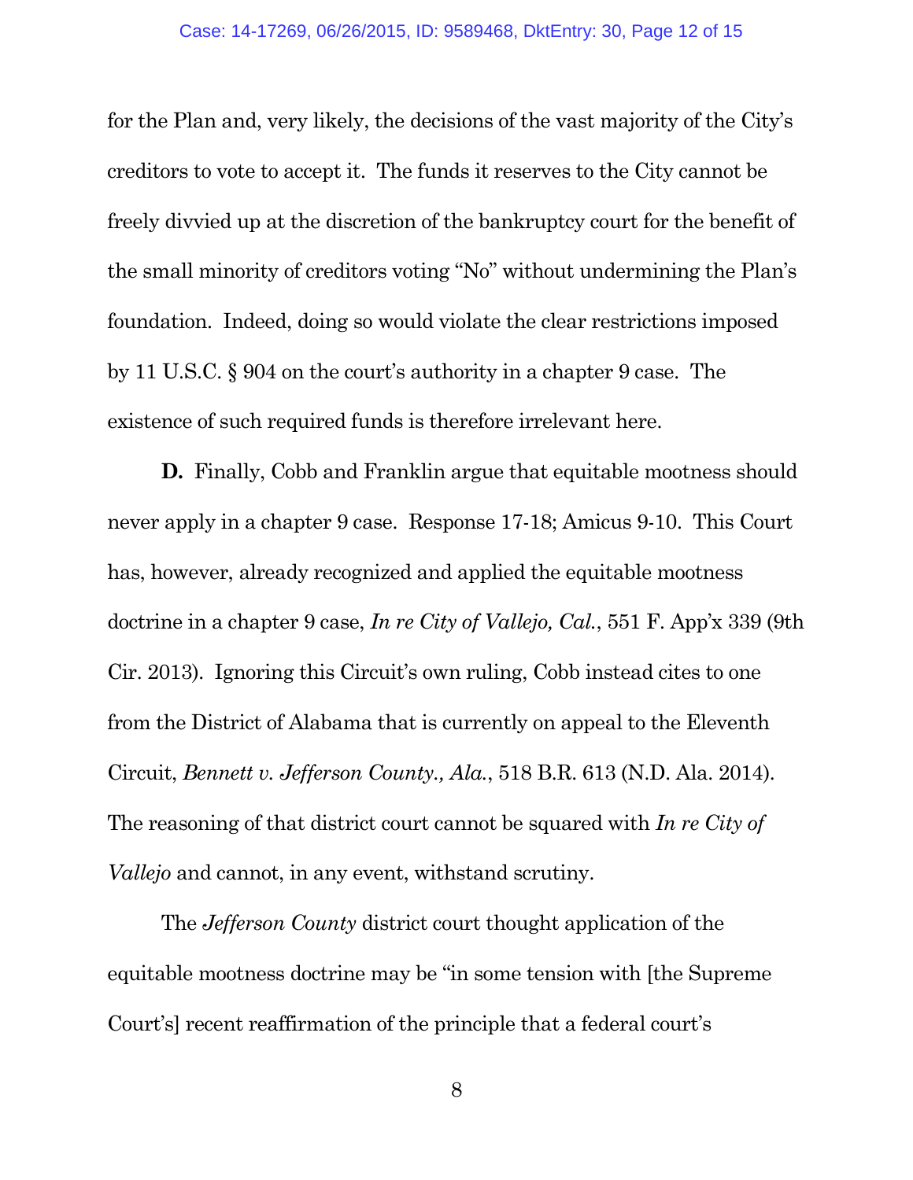for the Plan and, very likely, the decisions of the vast majority of the City's creditors to vote to accept it. The funds it reserves to the City cannot be freely divvied up at the discretion of the bankruptcy court for the benefit of the small minority of creditors voting "No" without undermining the Plan's foundation. Indeed, doing so would violate the clear restrictions imposed by 11 U.S.C. § 904 on the court's authority in a chapter 9 case. The existence of such required funds is therefore irrelevant here.

**D.** Finally, Cobb and Franklin argue that equitable mootness should never apply in a chapter 9 case. Response 17-18; Amicus 9-10. This Court has, however, already recognized and applied the equitable mootness doctrine in a chapter 9 case, *In re City of Vallejo, Cal.*, 551 F. App'x 339 (9th Cir. 2013). Ignoring this Circuit's own ruling, Cobb instead cites to one from the District of Alabama that is currently on appeal to the Eleventh Circuit, *Bennett v. Jefferson County., Ala.*, 518 B.R. 613 (N.D. Ala. 2014). The reasoning of that district court cannot be squared with *In re City of Vallejo* and cannot, in any event, withstand scrutiny.

The *Jefferson County* district court thought application of the equitable mootness doctrine may be "in some tension with [the Supreme Court's] recent reaffirmation of the principle that a federal court's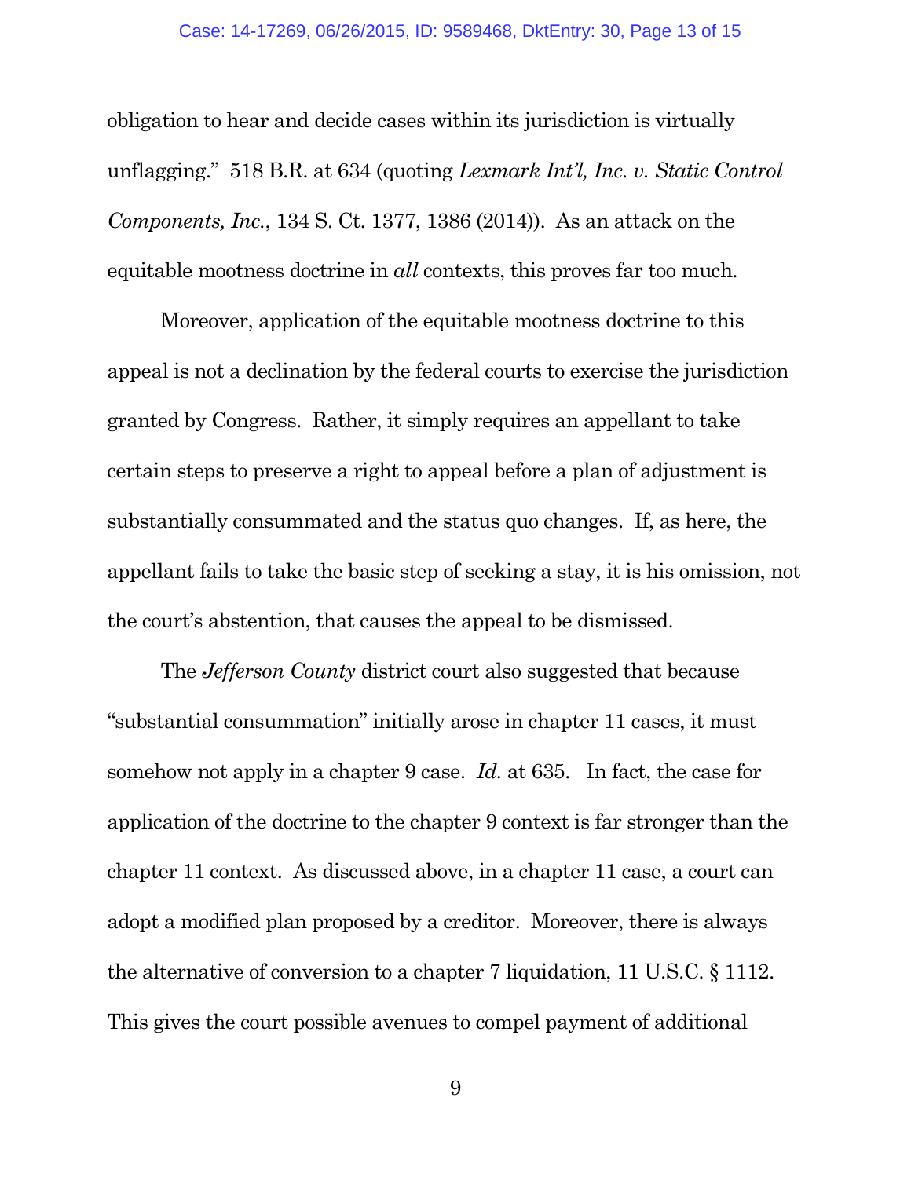obligation to hear and decide cases within its jurisdiction is virtually unflagging." 518 B.R. at 634 (quoting *Lexmark Int'l, Inc. v. Static Control Components, Inc.*, 134 S. Ct. 1377, 1386 (2014)). As an attack on the equitable mootness doctrine in *all* contexts, this proves far too much.

Moreover, application of the equitable mootness doctrine to this appeal is not a declination by the federal courts to exercise the jurisdiction granted by Congress. Rather, it simply requires an appellant to take certain steps to preserve a right to appeal before a plan of adjustment is substantially consummated and the status quo changes. If, as here, the appellant fails to take the basic step of seeking a stay, it is his omission, not the court's abstention, that causes the appeal to be dismissed.

The *Jefferson County* district court also suggested that because "substantial consummation" initially arose in chapter 11 cases, it must somehow not apply in a chapter 9 case. *Id.* at 635. In fact, the case for application of the doctrine to the chapter 9 context is far stronger than the chapter 11 context. As discussed above, in a chapter 11 case, a court can adopt a modified plan proposed by a creditor. Moreover, there is always the alternative of conversion to a chapter 7 liquidation, 11 U.S.C. § 1112. This gives the court possible avenues to compel payment of additional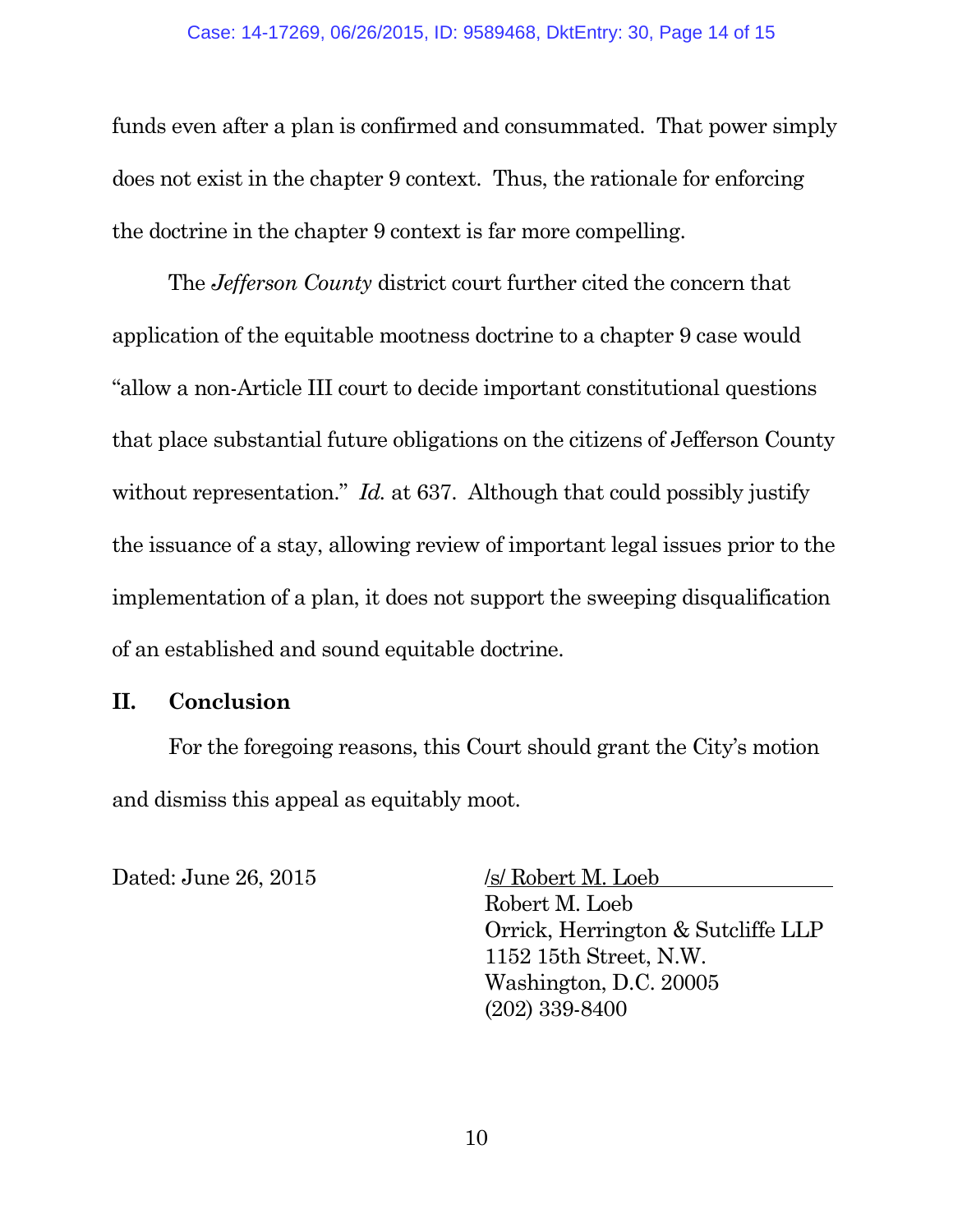funds even after a plan is confirmed and consummated. That power simply does not exist in the chapter 9 context. Thus, the rationale for enforcing the doctrine in the chapter 9 context is far more compelling.

The *Jefferson County* district court further cited the concern that application of the equitable mootness doctrine to a chapter 9 case would "allow a non-Article III court to decide important constitutional questions that place substantial future obligations on the citizens of Jefferson County without representation." *Id.* at 637. Although that could possibly justify the issuance of a stay, allowing review of important legal issues prior to the implementation of a plan, it does not support the sweeping disqualification of an established and sound equitable doctrine.

## II. Conclusion

For the foregoing reasons, this Court should grant the City's motion and dismiss this appeal as equitably moot.

Dated: June 26, 2015

/s/ Robert M. Loeb
Robert M. Loeb
Orrick, Herrington & Sutcliffe LLP
1152 15th Street, N.W.
Washington, D.C. 20005
(202) 339-8400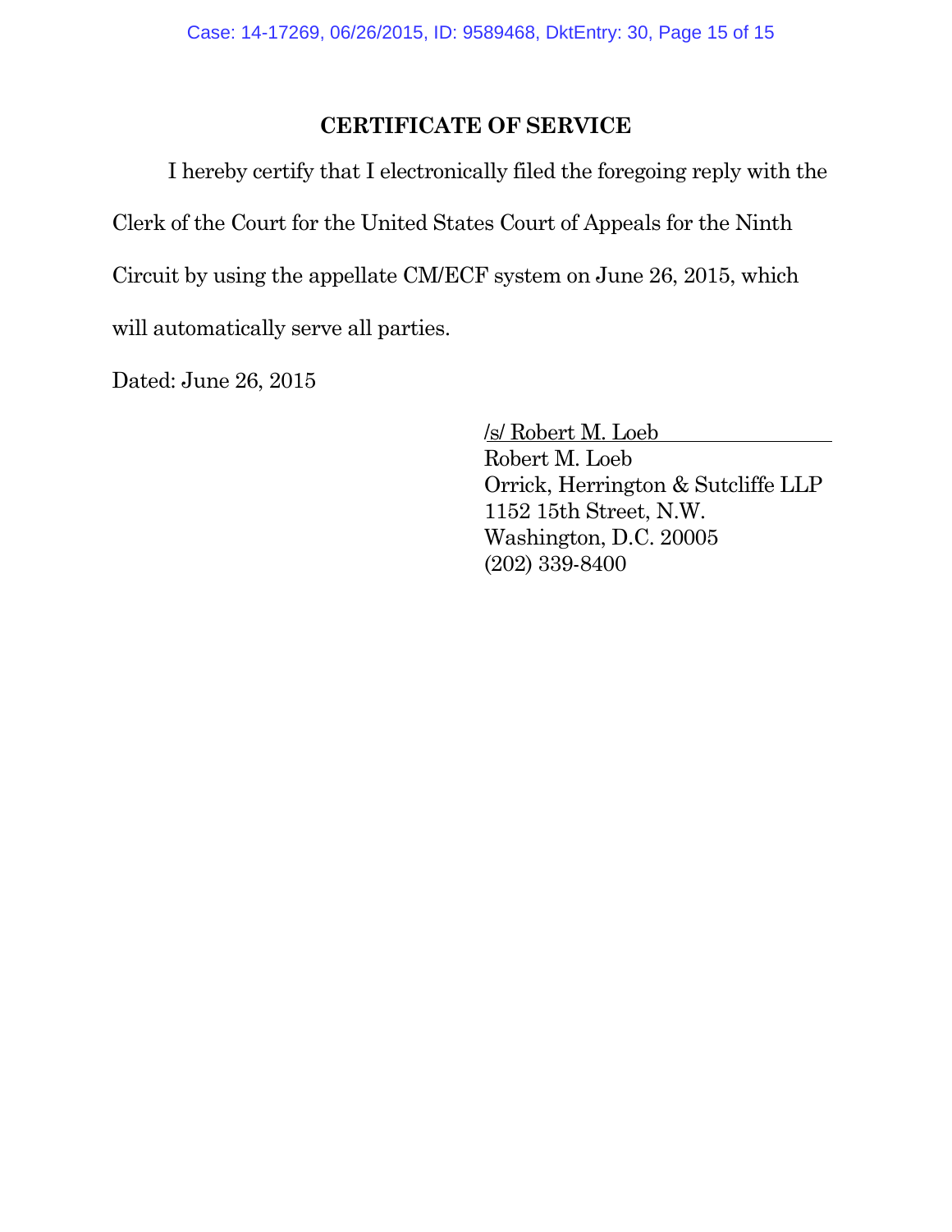## CERTIFICATE OF SERVICE

I hereby certify that I electronically filed the foregoing reply with the Clerk of the Court for the United States Court of Appeals for the Ninth Circuit by using the appellate CM/ECF system on June 26, 2015, which will automatically serve all parties.

Dated: June 26, 2015

/s/ Robert M. Loeb
Robert M. Loeb
Orrick, Herrington & Sutcliffe LLP
1152 15th Street, N.W.
Washington, D.C. 20005
(202) 339-8400